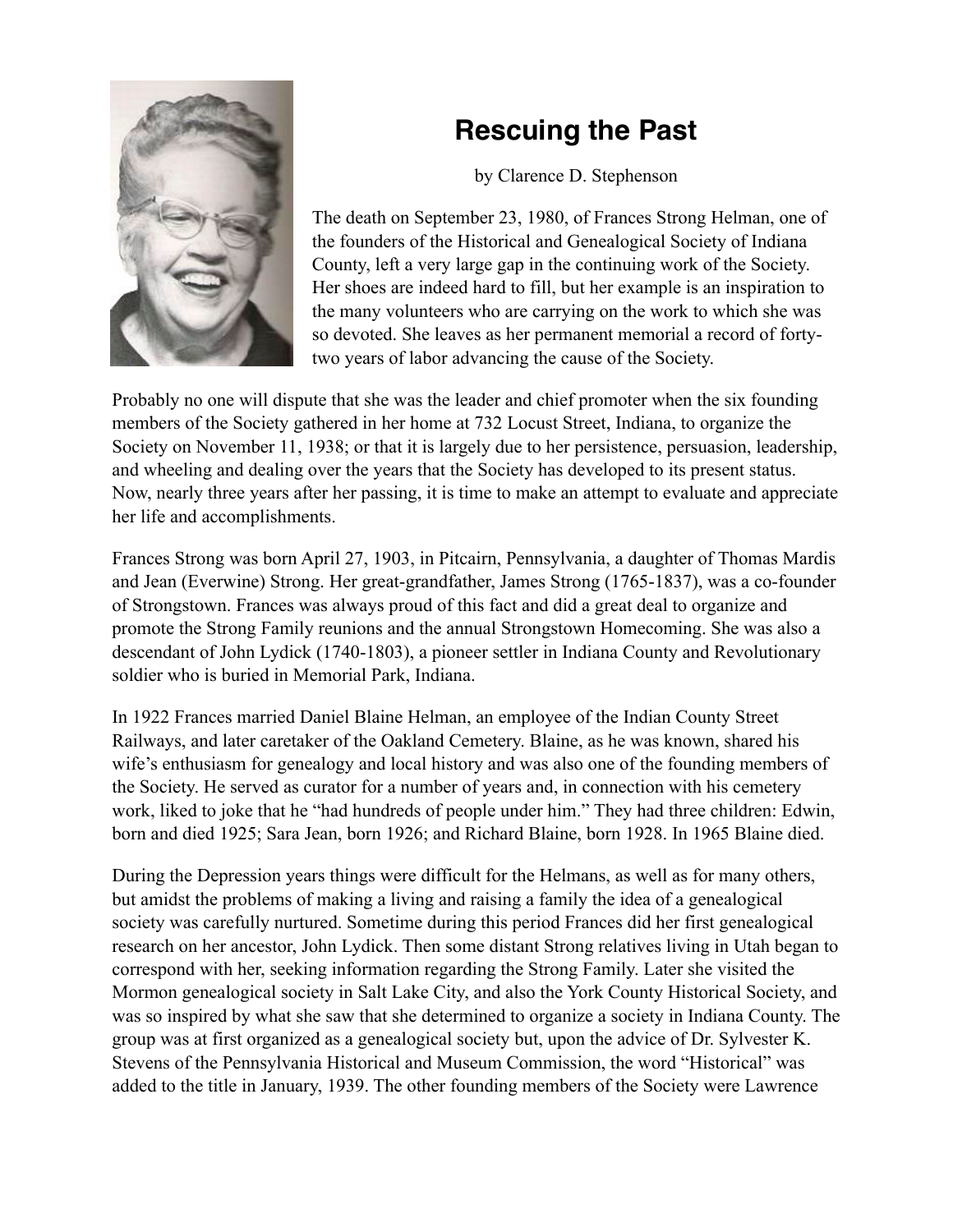# Rescuing the Past

by Clarence D. Stephenson

The death on September 23, 1980, of Frances Strong Helman, one of the founders of the Historical and Genealogical Society of Indiana County, left a very large gap in the continuing work of the Society. Her shoes are indeed hard to fill, but her example is an inspiration to the many volunteers who are carrying on the work to which she was so devoted. She leaves as her permanent memorial a record of forty-two years of labor advancing the cause of the Society.

Probably no one will dispute that she was the leader and chief promoter when the six founding members of the Society gathered in her home at 732 Locust Street, Indiana, to organize the Society on November 11, 1938; or that it is largely due to her persistence, persuasion, leadership, and wheeling and dealing over the years that the Society has developed to its present status. Now, nearly three years after her passing, it is time to make an attempt to evaluate and appreciate her life and accomplishments.

Frances Strong was born April 27, 1903, in Pitcairn, Pennsylvania, a daughter of Thomas Mardis and Jean (Everwine) Strong. Her great-grandfather, James Strong (1765-1837), was a co-founder of Strongstown. Frances was always proud of this fact and did a great deal to organize and promote the Strong Family reunions and the annual Strongstown Homecoming. She was also a descendant of John Lydick (1740-1803), a pioneer settler in Indiana County and Revolutionary soldier who is buried in Memorial Park, Indiana.

In 1922 Frances married Daniel Blaine Helman, an employee of the Indian County Street Railways, and later caretaker of the Oakland Cemetery. Blaine, as he was known, shared his wife's enthusiasm for genealogy and local history and was also one of the founding members of the Society. He served as curator for a number of years and, in connection with his cemetery work, liked to joke that he "had hundreds of people under him." They had three children: Edwin, born and died 1925; Sara Jean, born 1926; and Richard Blaine, born 1928. In 1965 Blaine died.

During the Depression years things were difficult for the Helmans, as well as for many others, but amidst the problems of making a living and raising a family the idea of a genealogical society was carefully nurtured. Sometime during this period Frances did her first genealogical research on her ancestor, John Lydick. Then some distant Strong relatives living in Utah began to correspond with her, seeking information regarding the Strong Family. Later she visited the Mormon genealogical society in Salt Lake City, and also the York County Historical Society, and was so inspired by what she saw that she determined to organize a society in Indiana County. The group was at first organized as a genealogical society but, upon the advice of Dr. Sylvester K. Stevens of the Pennsylvania Historical and Museum Commission, the word "Historical" was added to the title in January, 1939. The other founding members of the Society were Lawrence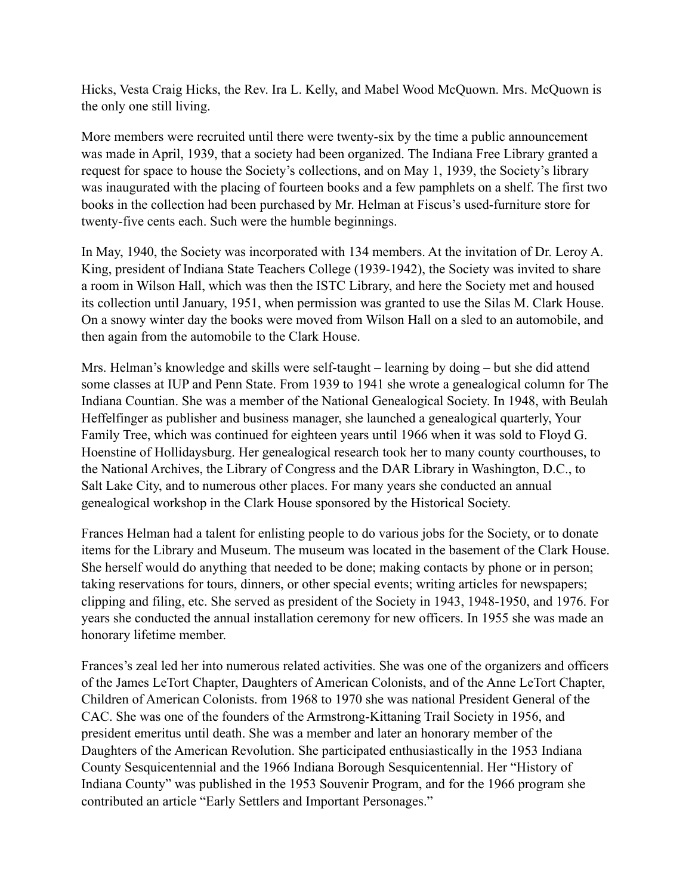Hicks, Vesta Craig Hicks, the Rev. Ira L. Kelly, and Mabel Wood McQuown. Mrs. McQuown is the only one still living.

More members were recruited until there were twenty-six by the time a public announcement was made in April, 1939, that a society had been organized. The Indiana Free Library granted a request for space to house the Society's collections, and on May 1, 1939, the Society's library was inaugurated with the placing of fourteen books and a few pamphlets on a shelf. The first two books in the collection had been purchased by Mr. Helman at Fiscus's used-furniture store for twenty-five cents each. Such were the humble beginnings.

In May, 1940, the Society was incorporated with 134 members. At the invitation of Dr. Leroy A. King, president of Indiana State Teachers College (1939-1942), the Society was invited to share a room in Wilson Hall, which was then the ISTC Library, and here the Society met and housed its collection until January, 1951, when permission was granted to use the Silas M. Clark House. On a snowy winter day the books were moved from Wilson Hall on a sled to an automobile, and then again from the automobile to the Clark House.

Mrs. Helman's knowledge and skills were self-taught – learning by doing – but she did attend some classes at IUP and Penn State. From 1939 to 1941 she wrote a genealogical column for The Indiana Countian. She was a member of the National Genealogical Society. In 1948, with Beulah Heffelfinger as publisher and business manager, she launched a genealogical quarterly, Your Family Tree, which was continued for eighteen years until 1966 when it was sold to Floyd G. Hoenstine of Hollidaysburg. Her genealogical research took her to many county courthouses, to the National Archives, the Library of Congress and the DAR Library in Washington, D.C., to Salt Lake City, and to numerous other places. For many years she conducted an annual genealogical workshop in the Clark House sponsored by the Historical Society.

Frances Helman had a talent for enlisting people to do various jobs for the Society, or to donate items for the Library and Museum. The museum was located in the basement of the Clark House. She herself would do anything that needed to be done; making contacts by phone or in person; taking reservations for tours, dinners, or other special events; writing articles for newspapers; clipping and filing, etc. She served as president of the Society in 1943, 1948-1950, and 1976. For years she conducted the annual installation ceremony for new officers. In 1955 she was made an honorary lifetime member.

Frances's zeal led her into numerous related activities. She was one of the organizers and officers of the James LeTort Chapter, Daughters of American Colonists, and of the Anne LeTort Chapter, Children of American Colonists. from 1968 to 1970 she was national President General of the CAC. She was one of the founders of the Armstrong-Kittaning Trail Society in 1956, and president emeritus until death. She was a member and later an honorary member of the Daughters of the American Revolution. She participated enthusiastically in the 1953 Indiana County Sesquicentennial and the 1966 Indiana Borough Sesquicentennial. Her "History of Indiana County" was published in the 1953 Souvenir Program, and for the 1966 program she contributed an article "Early Settlers and Important Personages."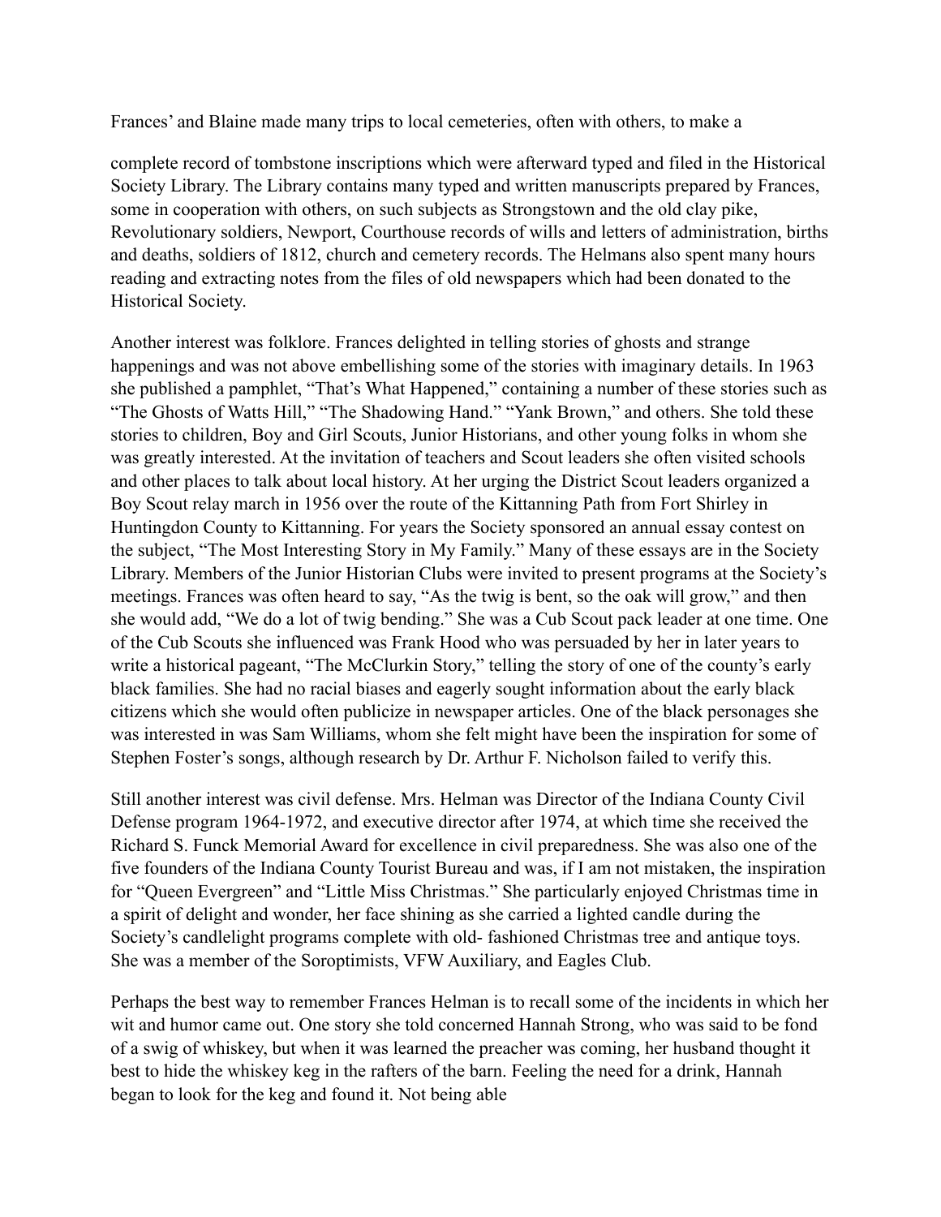Frances' and Blaine made many trips to local cemeteries, often with others, to make a

complete record of tombstone inscriptions which were afterward typed and filed in the Historical Society Library. The Library contains many typed and written manuscripts prepared by Frances, some in cooperation with others, on such subjects as Strongstown and the old clay pike, Revolutionary soldiers, Newport, Courthouse records of wills and letters of administration, births and deaths, soldiers of 1812, church and cemetery records. The Helmans also spent many hours reading and extracting notes from the files of old newspapers which had been donated to the Historical Society.

Another interest was folklore. Frances delighted in telling stories of ghosts and strange happenings and was not above embellishing some of the stories with imaginary details. In 1963 she published a pamphlet, "That's What Happened," containing a number of these stories such as "The Ghosts of Watts Hill," "The Shadowing Hand." "Yank Brown," and others. She told these stories to children, Boy and Girl Scouts, Junior Historians, and other young folks in whom she was greatly interested. At the invitation of teachers and Scout leaders she often visited schools and other places to talk about local history. At her urging the District Scout leaders organized a Boy Scout relay march in 1956 over the route of the Kittanning Path from Fort Shirley in Huntingdon County to Kittanning. For years the Society sponsored an annual essay contest on the subject, "The Most Interesting Story in My Family." Many of these essays are in the Society Library. Members of the Junior Historian Clubs were invited to present programs at the Society's meetings. Frances was often heard to say, "As the twig is bent, so the oak will grow," and then she would add, "We do a lot of twig bending." She was a Cub Scout pack leader at one time. One of the Cub Scouts she influenced was Frank Hood who was persuaded by her in later years to write a historical pageant, "The McClurkin Story," telling the story of one of the county's early black families. She had no racial biases and eagerly sought information about the early black citizens which she would often publicize in newspaper articles. One of the black personages she was interested in was Sam Williams, whom she felt might have been the inspiration for some of Stephen Foster's songs, although research by Dr. Arthur F. Nicholson failed to verify this.

Still another interest was civil defense. Mrs. Helman was Director of the Indiana County Civil Defense program 1964-1972, and executive director after 1974, at which time she received the Richard S. Funck Memorial Award for excellence in civil preparedness. She was also one of the five founders of the Indiana County Tourist Bureau and was, if I am not mistaken, the inspiration for "Queen Evergreen" and "Little Miss Christmas." She particularly enjoyed Christmas time in a spirit of delight and wonder, her face shining as she carried a lighted candle during the Society's candlelight programs complete with old- fashioned Christmas tree and antique toys. She was a member of the Soroptimists, VFW Auxiliary, and Eagles Club.

Perhaps the best way to remember Frances Helman is to recall some of the incidents in which her wit and humor came out. One story she told concerned Hannah Strong, who was said to be fond of a swig of whiskey, but when it was learned the preacher was coming, her husband thought it best to hide the whiskey keg in the rafters of the barn. Feeling the need for a drink, Hannah began to look for the keg and found it. Not being able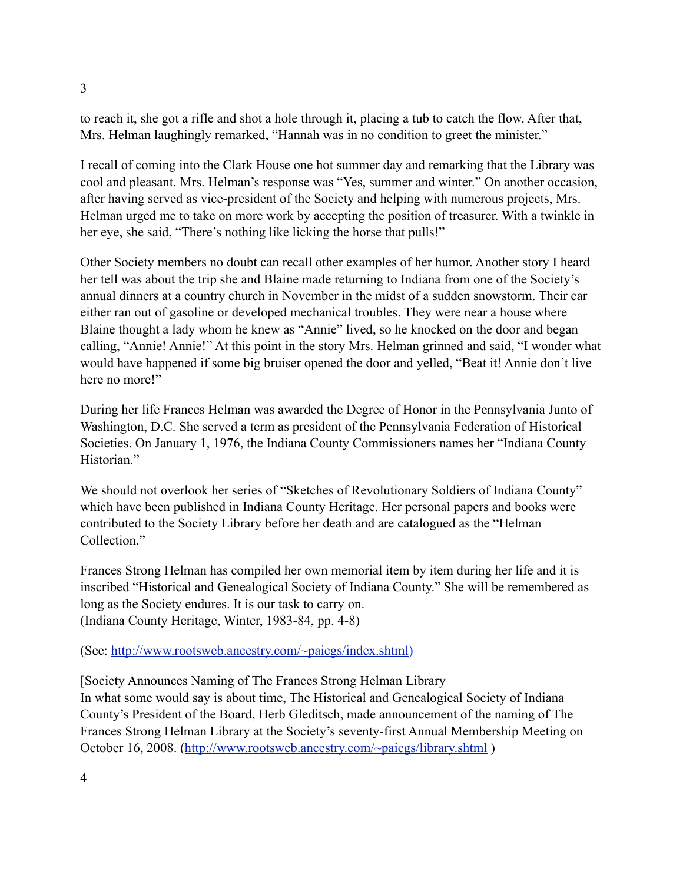to reach it, she got a rifle and shot a hole through it, placing a tub to catch the flow. After that, Mrs. Helman laughingly remarked, “Hannah was in no condition to greet the minister.”

I recall of coming into the Clark House one hot summer day and remarking that the Library was cool and pleasant. Mrs. Helman’s response was “Yes, summer and winter.” On another occasion, after having served as vice-president of the Society and helping with numerous projects, Mrs. Helman urged me to take on more work by accepting the position of treasurer. With a twinkle in her eye, she said, “There’s nothing like licking the horse that pulls!”

Other Society members no doubt can recall other examples of her humor. Another story I heard her tell was about the trip she and Blaine made returning to Indiana from one of the Society’s annual dinners at a country church in November in the midst of a sudden snowstorm. Their car either ran out of gasoline or developed mechanical troubles. They were near a house where Blaine thought a lady whom he knew as “Annie” lived, so he knocked on the door and began calling, “Annie! Annie!” At this point in the story Mrs. Helman grinned and said, “I wonder what would have happened if some big bruiser opened the door and yelled, “Beat it! Annie don’t live here no more!”

During her life Frances Helman was awarded the Degree of Honor in the Pennsylvania Junto of Washington, D.C. She served a term as president of the Pennsylvania Federation of Historical Societies. On January 1, 1976, the Indiana County Commissioners names her “Indiana County Historian.”

We should not overlook her series of “Sketches of Revolutionary Soldiers of Indiana County” which have been published in Indiana County Heritage. Her personal papers and books were contributed to the Society Library before her death and are catalogued as the “Helman Collection.”

Frances Strong Helman has compiled her own memorial item by item during her life and it is inscribed “Historical and Genealogical Society of Indiana County.” She will be remembered as long as the Society endures. It is our task to carry on.
(Indiana County Heritage, Winter, 1983-84, pp. 4-8)

(See: http://www.rootsweb.ancestry.com/~paicgs/index.shtml)

[Society Announces Naming of The Frances Strong Helman Library
In what some would say is about time, The Historical and Genealogical Society of Indiana County’s President of the Board, Herb Gleditsch, made announcement of the naming of The Frances Strong Helman Library at the Society’s seventy-first Annual Membership Meeting on October 16, 2008. (http://www.rootsweb.ancestry.com/~paicgs/library.shtml )